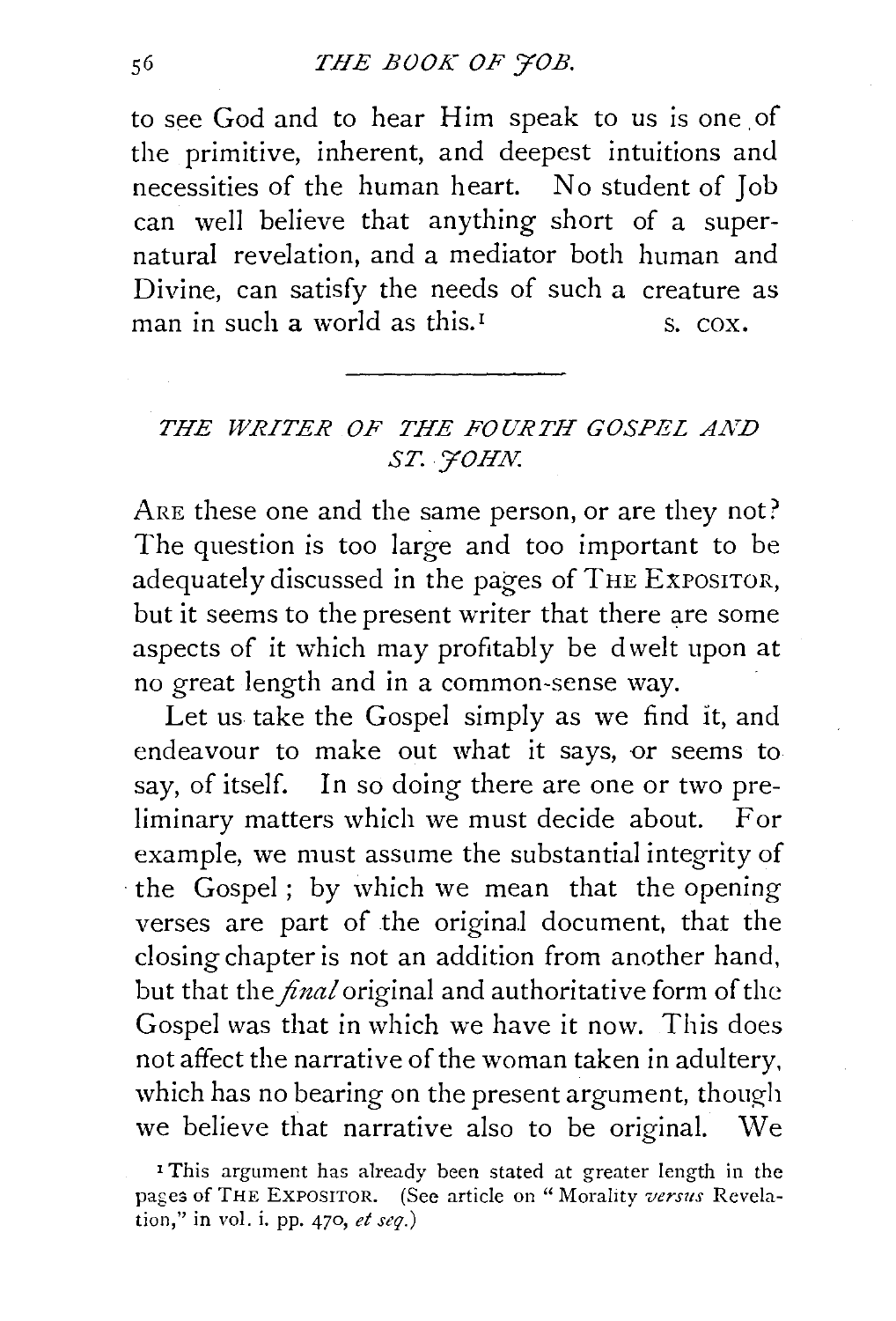to see God and to hear Him speak to us is one of the primitive, inherent, and deepest intuitions and necessities of the human heart. No student of Job can well believe that anything short of a supernatural revelation, and a mediator both human and Divine, can satisfy the needs of such a creature as man in such a world as this.[1]

S. COX.

---

## *THE WRITER OF THE FOURTH GOSPEL AND ST. JOHN.*

ARE these one and the same person, or are they not? The question is too large and too important to be adequately discussed in the pages of THE EXPOSITOR, but it seems to the present writer that there are some aspects of it which may profitably be dwelt upon at no great length and in a common-sense way.

Let us take the Gospel simply as we find it, and endeavour to make out what it says, or seems to say, of itself. In so doing there are one or two preliminary matters which we must decide about. For example, we must assume the substantial integrity of the Gospel; by which we mean that the opening verses are part of the original document, that the closing chapter is not an addition from another hand, but that the *final* original and authoritative form of the Gospel was that in which we have it now. This does not affect the narrative of the woman taken in adultery, which has no bearing on the present argument, though we believe that narrative also to be original. We

[1] This argument has already been stated at greater length in the pages of THE EXPOSITOR. (See article on "Morality *versus* Revelation," in vol. i. pp. 470, *et seq.*)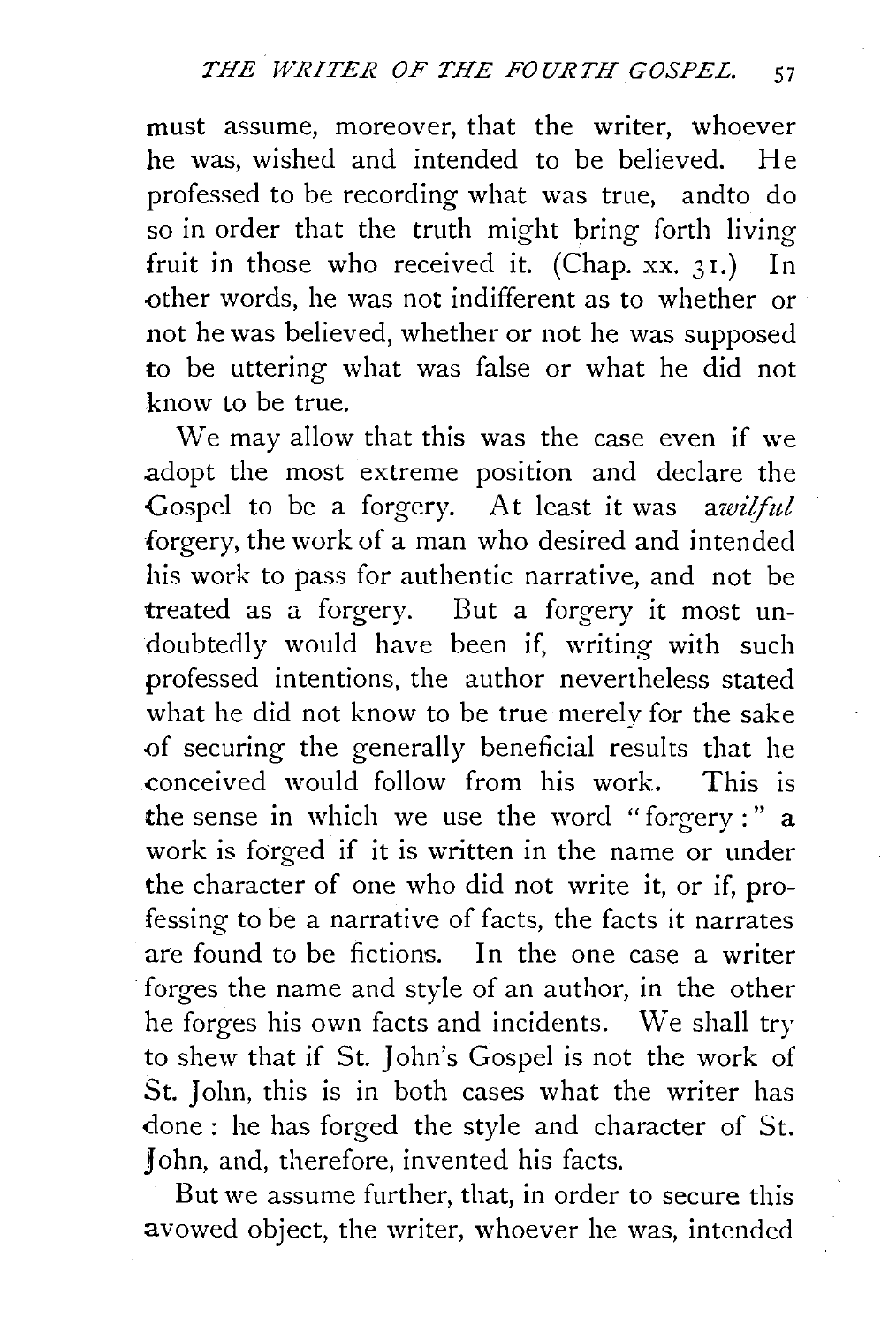must assume, moreover, that the writer, whoever he was, wished and intended to be believed. He professed to be recording what was true, andto do so in order that the truth might bring forth living fruit in those who received it. (Chap. xx. 31.) In other words, he was not indifferent as to whether or not he was believed, whether or not he was supposed to be uttering what was false or what he did not know to be true.

We may allow that this was the case even if we adopt the most extreme position and declare the Gospel to be a forgery. At least it was a *wilful* forgery, the work of a man who desired and intended his work to pass for authentic narrative, and not be treated as a forgery. But a forgery it most undoubtedly would have been if, writing with such professed intentions, the author nevertheless stated what he did not know to be true merely for the sake of securing the generally beneficial results that he conceived would follow from his work. This is the sense in which we use the word "forgery:" a work is forged if it is written in the name or under the character of one who did not write it, or if, professing to be a narrative of facts, the facts it narrates are found to be fictions. In the one case a writer forges the name and style of an author, in the other he forges his own facts and incidents. We shall try to shew that if St. John's Gospel is not the work of St. John, this is in both cases what the writer has done: he has forged the style and character of St. John, and, therefore, invented his facts.

But we assume further, that, in order to secure this avowed object, the writer, whoever he was, intended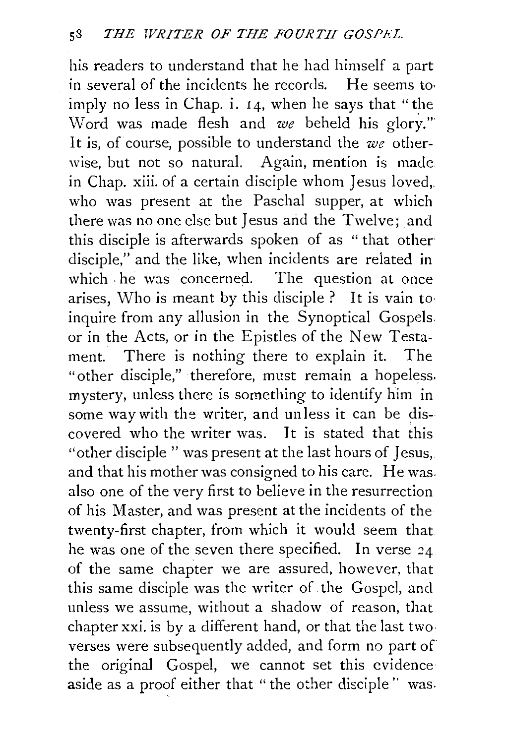his readers to understand that he had himself a part in several of the incidents he records. He seems to imply no less in Chap. i. 14, when he says that "the Word was made flesh and *we* beheld his glory." It is, of course, possible to understand the *we* otherwise, but not so natural. Again, mention is made in Chap. xiii. of a certain disciple whom Jesus loved, who was present at the Paschal supper, at which there was no one else but Jesus and the Twelve; and this disciple is afterwards spoken of as "that other disciple," and the like, when incidents are related in which he was concerned. The question at once arises, Who is meant by this disciple? It is vain to inquire from any allusion in the Synoptical Gospels or in the Acts, or in the Epistles of the New Testament. There is nothing there to explain it. The "other disciple," therefore, must remain a hopeless mystery, unless there is something to identify him in some way with the writer, and unless it can be discovered who the writer was. It is stated that this "other disciple" was present at the last hours of Jesus, and that his mother was consigned to his care. He was also one of the very first to believe in the resurrection of his Master, and was present at the incidents of the twenty-first chapter, from which it would seem that he was one of the seven there specified. In verse 24 of the same chapter we are assured, however, that this same disciple was the writer of the Gospel, and unless we assume, without a shadow of reason, that chapter xxi. is by a different hand, or that the last two verses were subsequently added, and form no part of the original Gospel, we cannot set this evidence aside as a proof either that "the other disciple" was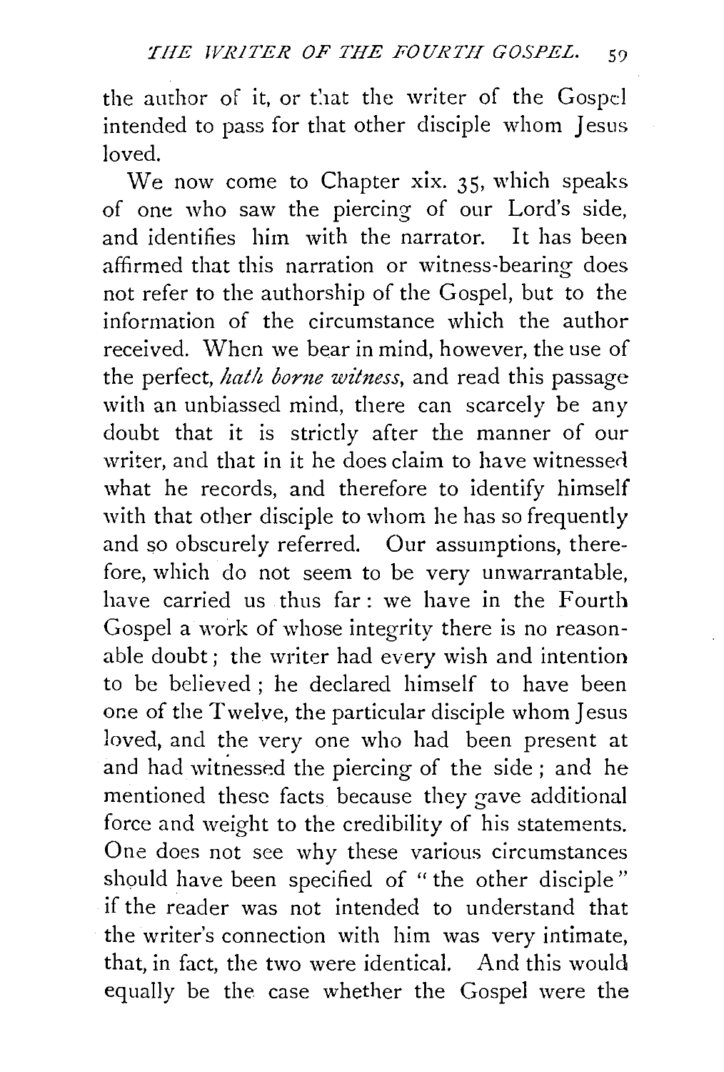the author of it, or that the writer of the Gospel intended to pass for that other disciple whom Jesus loved.

We now come to Chapter xix. 35, which speaks of one who saw the piercing of our Lord's side, and identifies him with the narrator. It has been affirmed that this narration or witness-bearing does not refer to the authorship of the Gospel, but to the information of the circumstance which the author received. When we bear in mind, however, the use of the perfect, *hath borne witness*, and read this passage with an unbiassed mind, there can scarcely be any doubt that it is strictly after the manner of our writer, and that in it he does claim to have witnessed what he records, and therefore to identify himself with that other disciple to whom he has so frequently and so obscurely referred. Our assumptions, therefore, which do not seem to be very unwarrantable, have carried us thus far: we have in the Fourth Gospel a work of whose integrity there is no reasonable doubt; the writer had every wish and intention to be believed; he declared himself to have been one of the Twelve, the particular disciple whom Jesus loved, and the very one who had been present at and had witnessed the piercing of the side; and he mentioned these facts because they gave additional force and weight to the credibility of his statements. One does not see why these various circumstances should have been specified of "the other disciple" if the reader was not intended to understand that the writer's connection with him was very intimate, that, in fact, the two were identical. And this would equally be the case whether the Gospel were the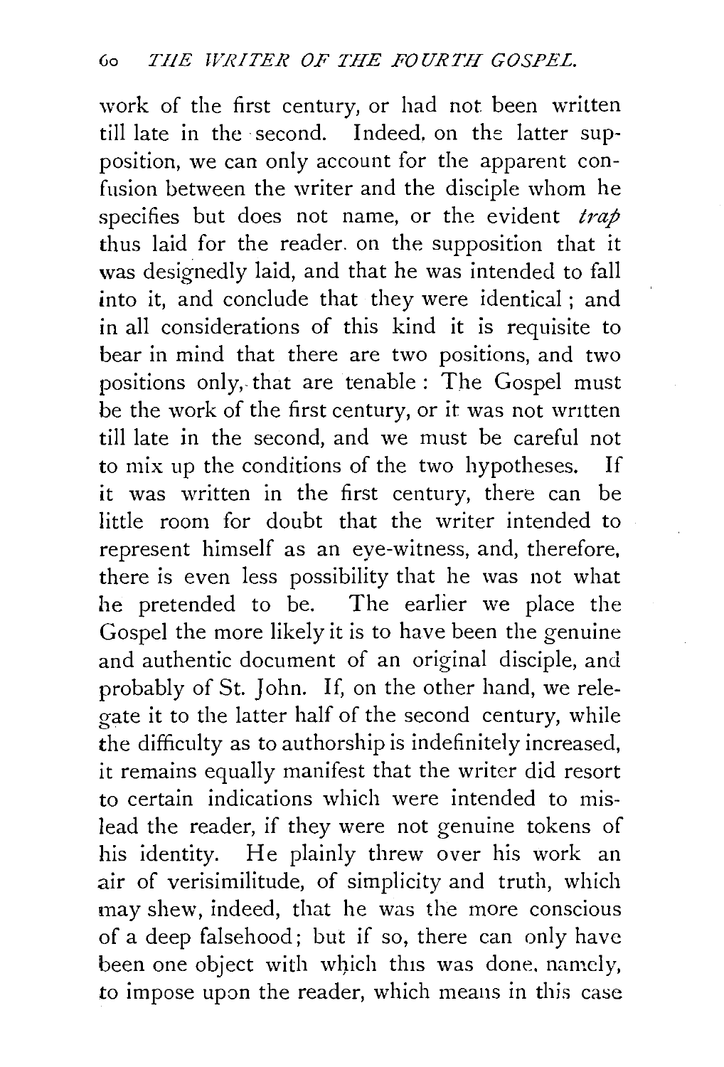work of the first century, or had not been written till late in the second. Indeed, on the latter supposition, we can only account for the apparent confusion between the writer and the disciple whom he specifies but does not name, or the evident *trap* thus laid for the reader. on the supposition that it was designedly laid, and that he was intended to fall into it, and conclude that they were identical; and in all considerations of this kind it is requisite to bear in mind that there are two positions, and two positions only, that are tenable: The Gospel must be the work of the first century, or it was not written till late in the second, and we must be careful not to mix up the conditions of the two hypotheses. If it was written in the first century, there can be little room for doubt that the writer intended to represent himself as an eye-witness, and, therefore, there is even less possibility that he was not what he pretended to be. The earlier we place the Gospel the more likely it is to have been the genuine and authentic document of an original disciple, and probably of St. John. If, on the other hand, we relegate it to the latter half of the second century, while the difficulty as to authorship is indefinitely increased, it remains equally manifest that the writer did resort to certain indications which were intended to mislead the reader, if they were not genuine tokens of his identity. He plainly threw over his work an air of verisimilitude, of simplicity and truth, which may shew, indeed, that he was the more conscious of a deep falsehood; but if so, there can only have been one object with which this was done, namely, to impose upon the reader, which means in this case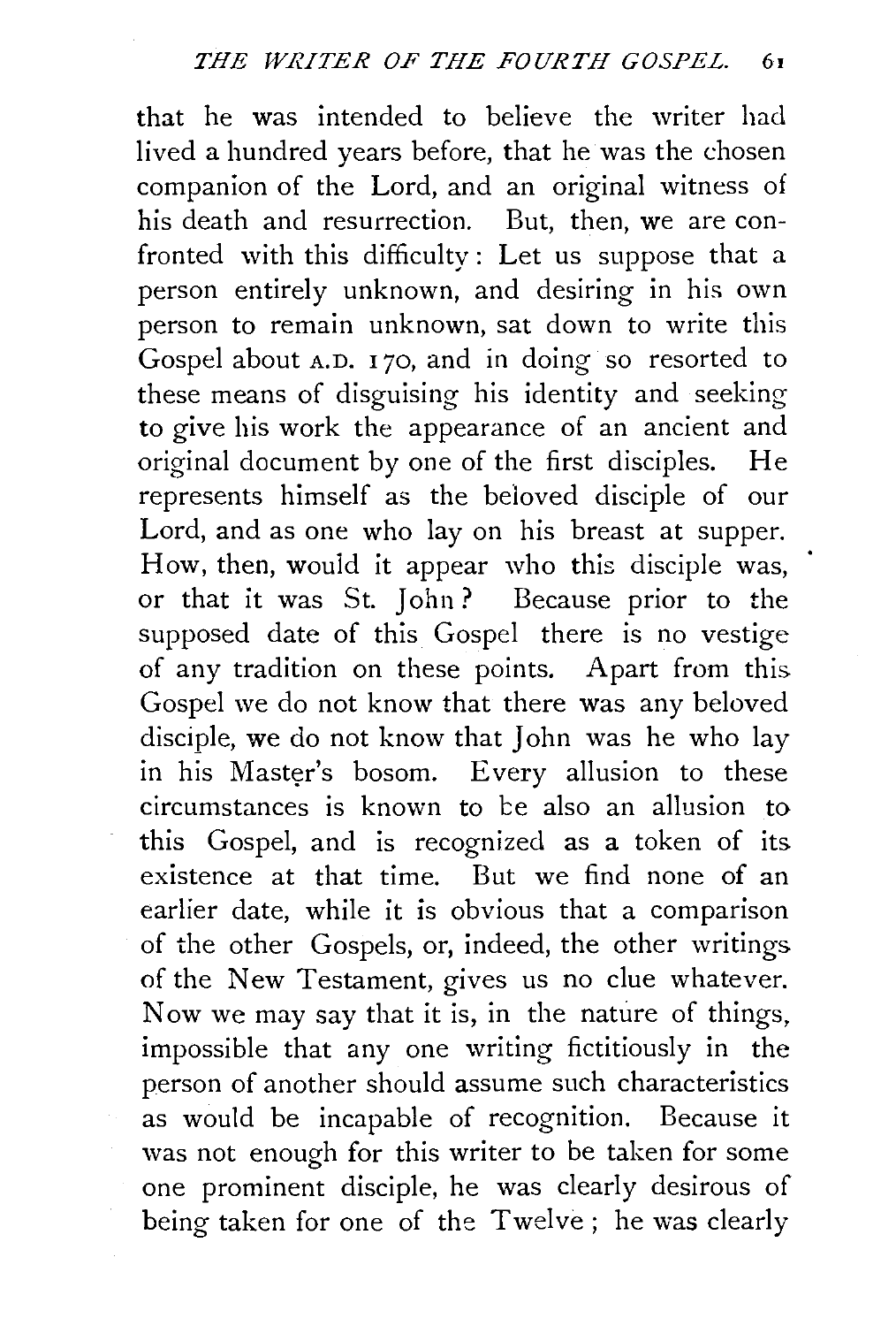that he was intended to believe the writer had lived a hundred years before, that he was the chosen companion of the Lord, and an original witness of his death and resurrection. But, then, we are confronted with this difficulty: Let us suppose that a person entirely unknown, and desiring in his own person to remain unknown, sat down to write this Gospel about A.D. 170, and in doing so resorted to these means of disguising his identity and seeking to give his work the appearance of an ancient and original document by one of the first disciples. He represents himself as the beloved disciple of our Lord, and as one who lay on his breast at supper. How, then, would it appear who this disciple was, or that it was St. John? Because prior to the supposed date of this Gospel there is no vestige of any tradition on these points. Apart from this Gospel we do not know that there was any beloved disciple, we do not know that John was he who lay in his Master's bosom. Every allusion to these circumstances is known to be also an allusion to this Gospel, and is recognized as a token of its existence at that time. But we find none of an earlier date, while it is obvious that a comparison of the other Gospels, or, indeed, the other writings of the New Testament, gives us no clue whatever. Now we may say that it is, in the nature of things, impossible that any one writing fictitiously in the person of another should assume such characteristics as would be incapable of recognition. Because it was not enough for this writer to be taken for some one prominent disciple, he was clearly desirous of being taken for one of the Twelve; he was clearly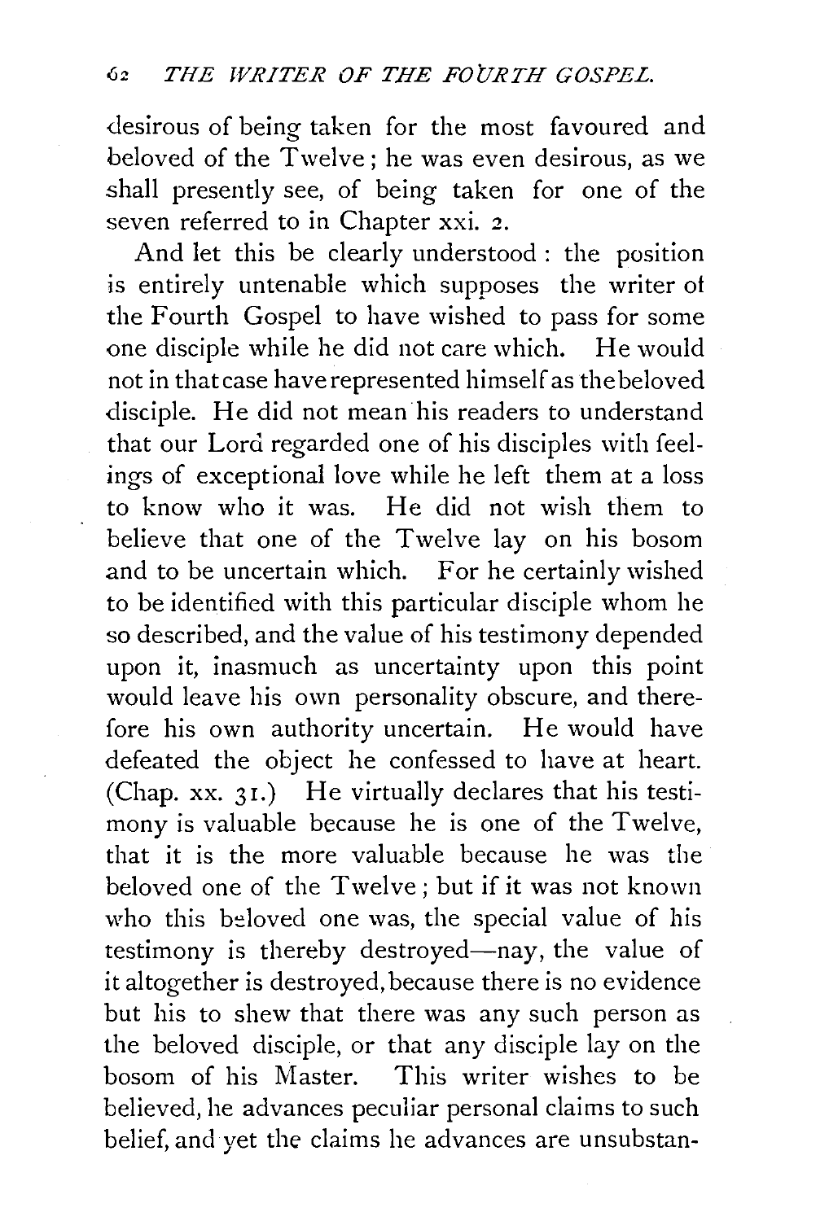desirous of being taken for the most favoured and beloved of the Twelve; he was even desirous, as we shall presently see, of being taken for one of the seven referred to in Chapter xxi. 2.

And let this be clearly understood: the position is entirely untenable which supposes the writer of the Fourth Gospel to have wished to pass for some one disciple while he did not care which. He would not in that case have represented himself as the beloved disciple. He did not mean his readers to understand that our Lord regarded one of his disciples with feelings of exceptional love while he left them at a loss to know who it was. He did not wish them to believe that one of the Twelve lay on his bosom and to be uncertain which. For he certainly wished to be identified with this particular disciple whom he so described, and the value of his testimony depended upon it, inasmuch as uncertainty upon this point would leave his own personality obscure, and therefore his own authority uncertain. He would have defeated the object he confessed to have at heart. (Chap. xx. 31.) He virtually declares that his testimony is valuable because he is one of the Twelve, that it is the more valuable because he was the beloved one of the Twelve; but if it was not known who this beloved one was, the special value of his testimony is thereby destroyed—nay, the value of it altogether is destroyed, because there is no evidence but his to shew that there was any such person as the beloved disciple, or that any disciple lay on the bosom of his Master. This writer wishes to be believed, he advances peculiar personal claims to such belief, and yet the claims he advances are unsubstan-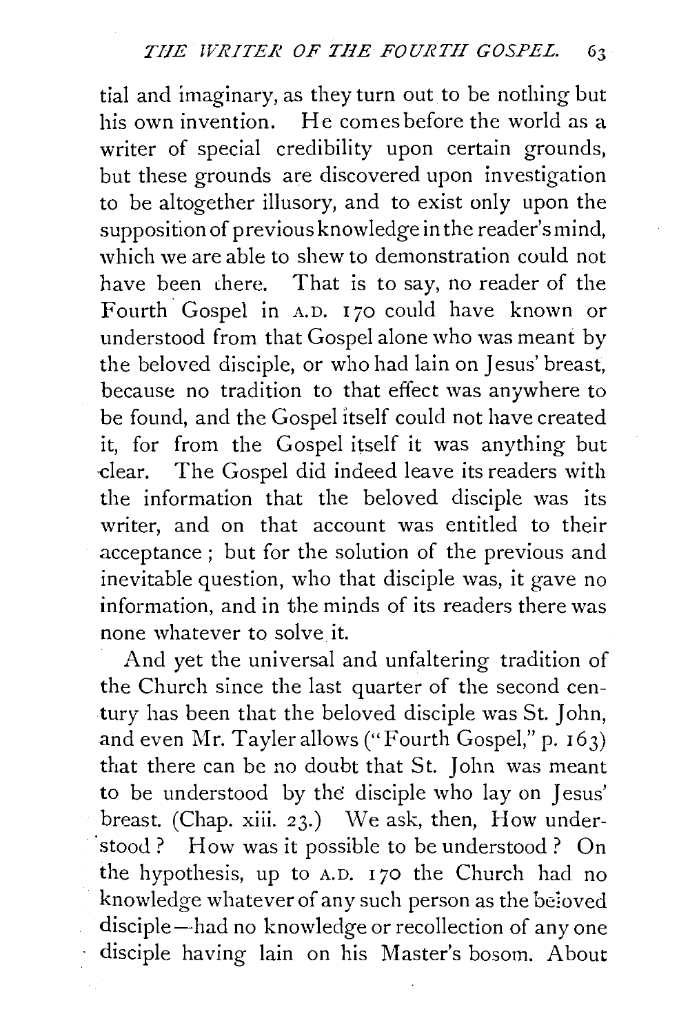tial and imaginary, as they turn out to be nothing but his own invention. He comes before the world as a writer of special credibility upon certain grounds, but these grounds are discovered upon investigation to be altogether illusory, and to exist only upon the supposition of previous knowledge in the reader's mind, which we are able to shew to demonstration could not have been there. That is to say, no reader of the Fourth Gospel in A.D. 170 could have known or understood from that Gospel alone who was meant by the beloved disciple, or who had lain on Jesus' breast, because no tradition to that effect was anywhere to be found, and the Gospel itself could not have created it, for from the Gospel itself it was anything but clear. The Gospel did indeed leave its readers with the information that the beloved disciple was its writer, and on that account was entitled to their acceptance; but for the solution of the previous and inevitable question, who that disciple was, it gave no information, and in the minds of its readers there was none whatever to solve it.

And yet the universal and unfaltering tradition of the Church since the last quarter of the second century has been that the beloved disciple was St. John, and even Mr. Tayler allows ("Fourth Gospel," p. 163) that there can be no doubt that St. John was meant to be understood by the disciple who lay on Jesus' breast. (Chap. xiii. 23.) We ask, then, How understood? How was it possible to be understood? On the hypothesis, up to A.D. 170 the Church had no knowledge whatever of any such person as the beloved disciple—had no knowledge or recollection of any one disciple having lain on his Master's bosom. About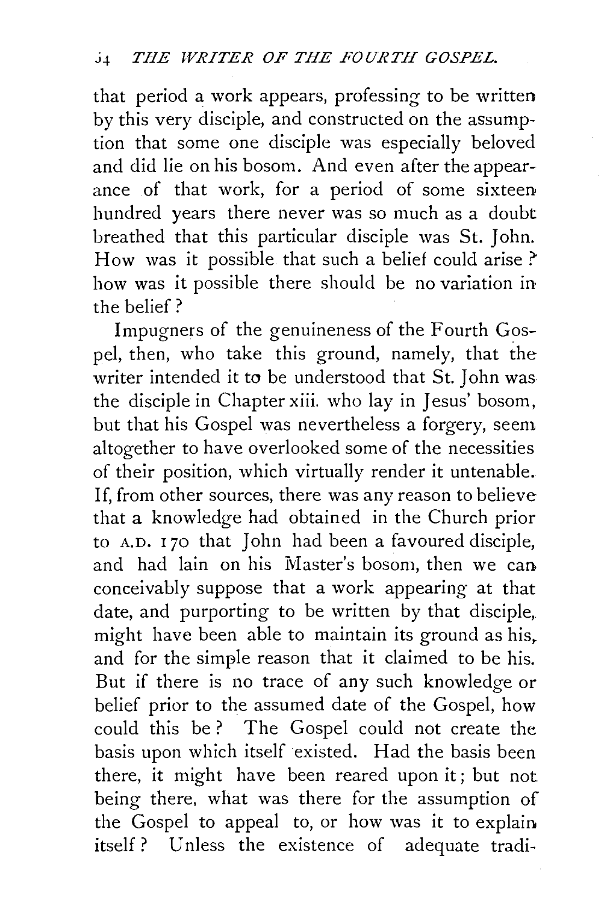that period a work appears, professing to be written by this very disciple, and constructed on the assumption that some one disciple was especially beloved and did lie on his bosom. And even after the appearance of that work, for a period of some sixteen hundred years there never was so much as a doubt breathed that this particular disciple was St. John. How was it possible that such a belief could arise? how was it possible there should be no variation in the belief?

Impugners of the genuineness of the Fourth Gospel, then, who take this ground, namely, that the writer intended it to be understood that St. John was the disciple in Chapter xiii. who lay in Jesus' bosom, but that his Gospel was nevertheless a forgery, seem altogether to have overlooked some of the necessities of their position, which virtually render it untenable. If, from other sources, there was any reason to believe that a knowledge had obtained in the Church prior to A.D. 170 that John had been a favoured disciple, and had lain on his Master's bosom, then we can conceivably suppose that a work appearing at that date, and purporting to be written by that disciple, might have been able to maintain its ground as his, and for the simple reason that it claimed to be his. But if there is no trace of any such knowledge or belief prior to the assumed date of the Gospel, how could this be? The Gospel could not create the basis upon which itself existed. Had the basis been there, it might have been reared upon it; but not being there, what was there for the assumption of the Gospel to appeal to, or how was it to explain itself? Unless the existence of adequate tradi-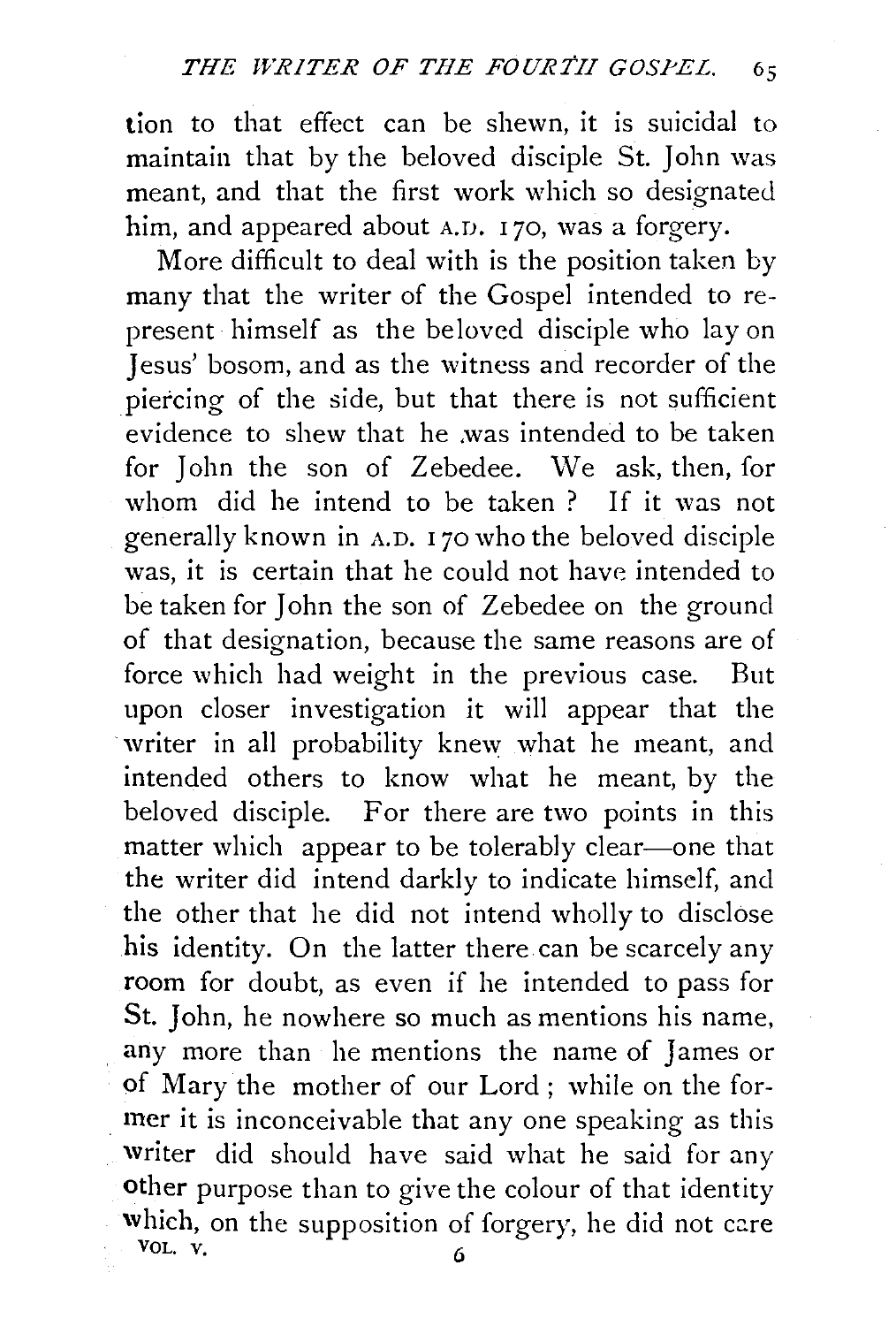tion to that effect can be shewn, it is suicidal to maintain that by the beloved disciple St. John was meant, and that the first work which so designated him, and appeared about A.D. 170, was a forgery.

More difficult to deal with is the position taken by many that the writer of the Gospel intended to represent himself as the beloved disciple who lay on Jesus' bosom, and as the witness and recorder of the piercing of the side, but that there is not sufficient evidence to shew that he was intended to be taken for John the son of Zebedee. We ask, then, for whom did he intend to be taken? If it was not generally known in A.D. 170 who the beloved disciple was, it is certain that he could not have intended to be taken for John the son of Zebedee on the ground of that designation, because the same reasons are of force which had weight in the previous case. But upon closer investigation it will appear that the writer in all probability knew what he meant, and intended others to know what he meant, by the beloved disciple. For there are two points in this matter which appear to be tolerably clear—one that the writer did intend darkly to indicate himself, and the other that he did not intend wholly to disclose his identity. On the latter there can be scarcely any room for doubt, as even if he intended to pass for St. John, he nowhere so much as mentions his name, any more than he mentions the name of James or of Mary the mother of our Lord; while on the former it is inconceivable that any one speaking as this writer did should have said what he said for any other purpose than to give the colour of that identity which, on the supposition of forgery, he did not care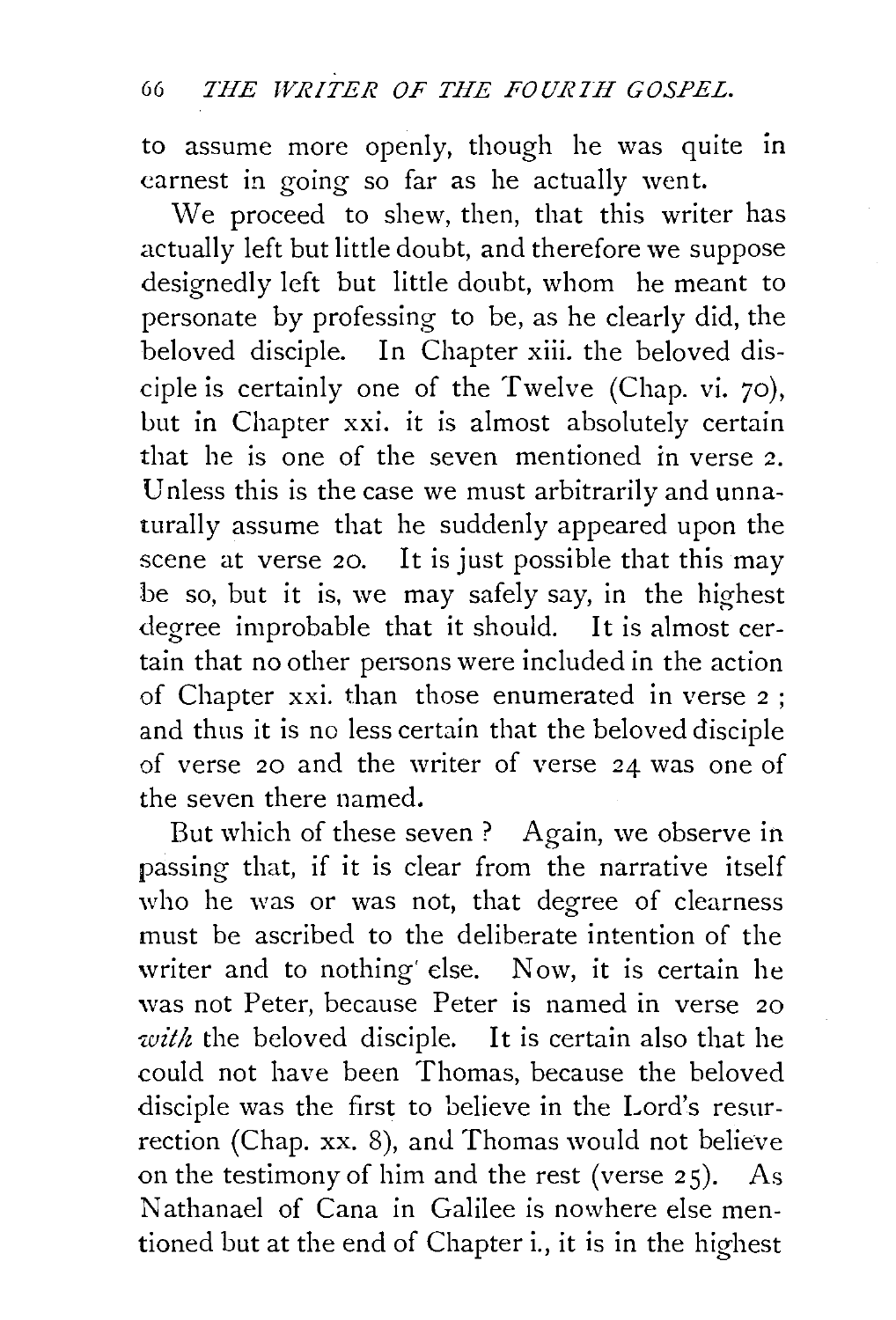to assume more openly, though he was quite in earnest in going so far as he actually went.

We proceed to shew, then, that this writer has actually left but little doubt, and therefore we suppose designedly left but little doubt, whom he meant to personate by professing to be, as he clearly did, the beloved disciple. In Chapter xiii. the beloved disciple is certainly one of the Twelve (Chap. vi. 70), but in Chapter xxi. it is almost absolutely certain that he is one of the seven mentioned in verse 2. Unless this is the case we must arbitrarily and unnaturally assume that he suddenly appeared upon the scene at verse 20. It is just possible that this may be so, but it is, we may safely say, in the highest degree improbable that it should. It is almost certain that no other persons were included in the action of Chapter xxi. than those enumerated in verse 2; and thus it is no less certain that the beloved disciple of verse 20 and the writer of verse 24 was one of the seven there named.

But which of these seven? Again, we observe in passing that, if it is clear from the narrative itself who he was or was not, that degree of clearness must be ascribed to the deliberate intention of the writer and to nothing else. Now, it is certain he was not Peter, because Peter is named in verse 20 *with* the beloved disciple. It is certain also that he could not have been Thomas, because the beloved disciple was the first to believe in the Lord's resurrection (Chap. xx. 8), and Thomas would not believe on the testimony of him and the rest (verse 25). As Nathanael of Cana in Galilee is nowhere else mentioned but at the end of Chapter i., it is in the highest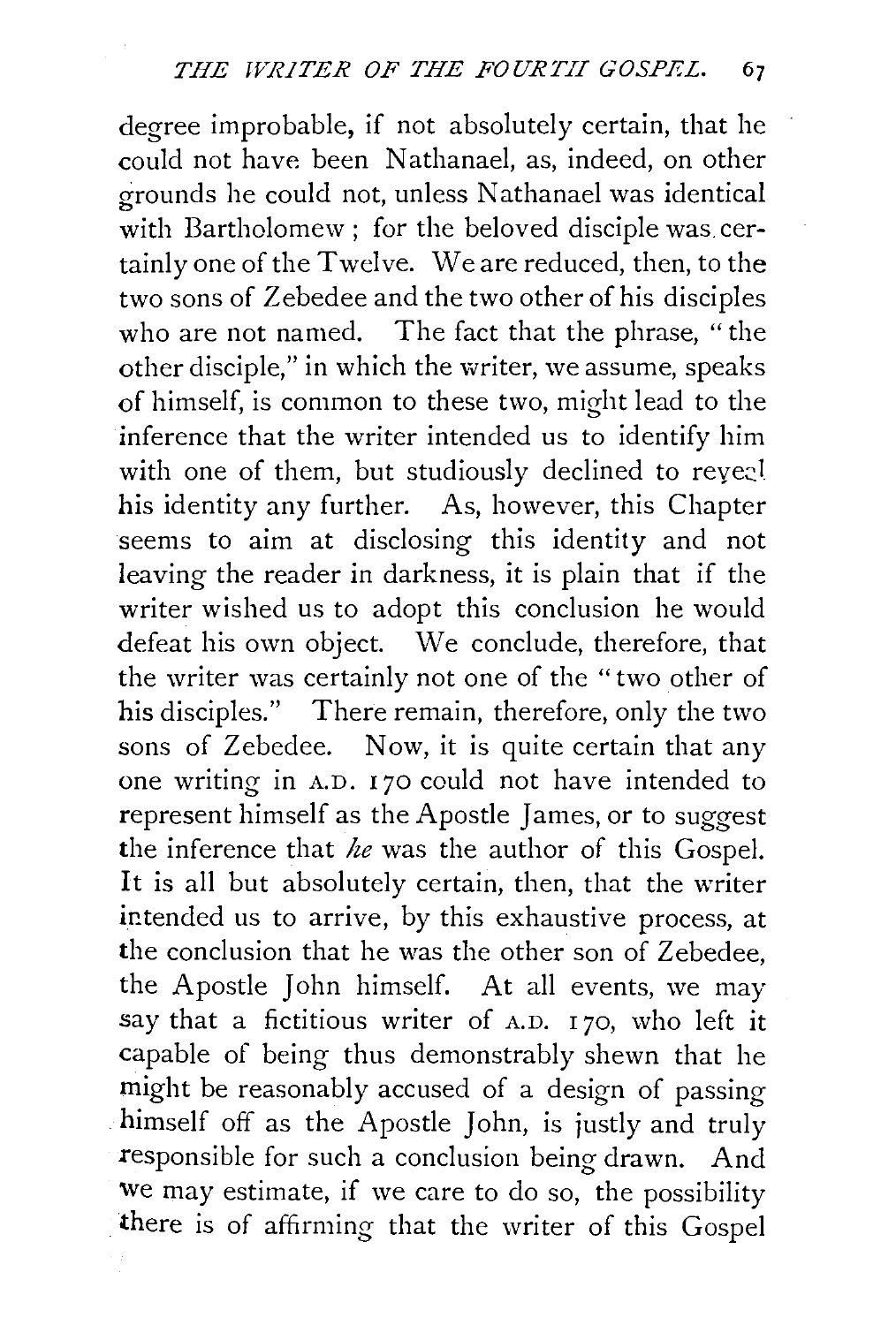degree improbable, if not absolutely certain, that he could not have been Nathanael, as, indeed, on other grounds he could not, unless Nathanael was identical with Bartholomew; for the beloved disciple was certainly one of the Twelve. We are reduced, then, to the two sons of Zebedee and the two other of his disciples who are not named. The fact that the phrase, "the other disciple," in which the writer, we assume, speaks of himself, is common to these two, might lead to the inference that the writer intended us to identify him with one of them, but studiously declined to reveal his identity any further. As, however, this Chapter seems to aim at disclosing this identity and not leaving the reader in darkness, it is plain that if the writer wished us to adopt this conclusion he would defeat his own object. We conclude, therefore, that the writer was certainly not one of the "two other of his disciples." There remain, therefore, only the two sons of Zebedee. Now, it is quite certain that any one writing in A.D. 170 could not have intended to represent himself as the Apostle James, or to suggest the inference that *he* was the author of this Gospel. It is all but absolutely certain, then, that the writer intended us to arrive, by this exhaustive process, at the conclusion that he was the other son of Zebedee, the Apostle John himself. At all events, we may say that a fictitious writer of A.D. 170, who left it capable of being thus demonstrably shewn that he might be reasonably accused of a design of passing himself off as the Apostle John, is justly and truly responsible for such a conclusion being drawn. And we may estimate, if we care to do so, the possibility there is of affirming that the writer of this Gospel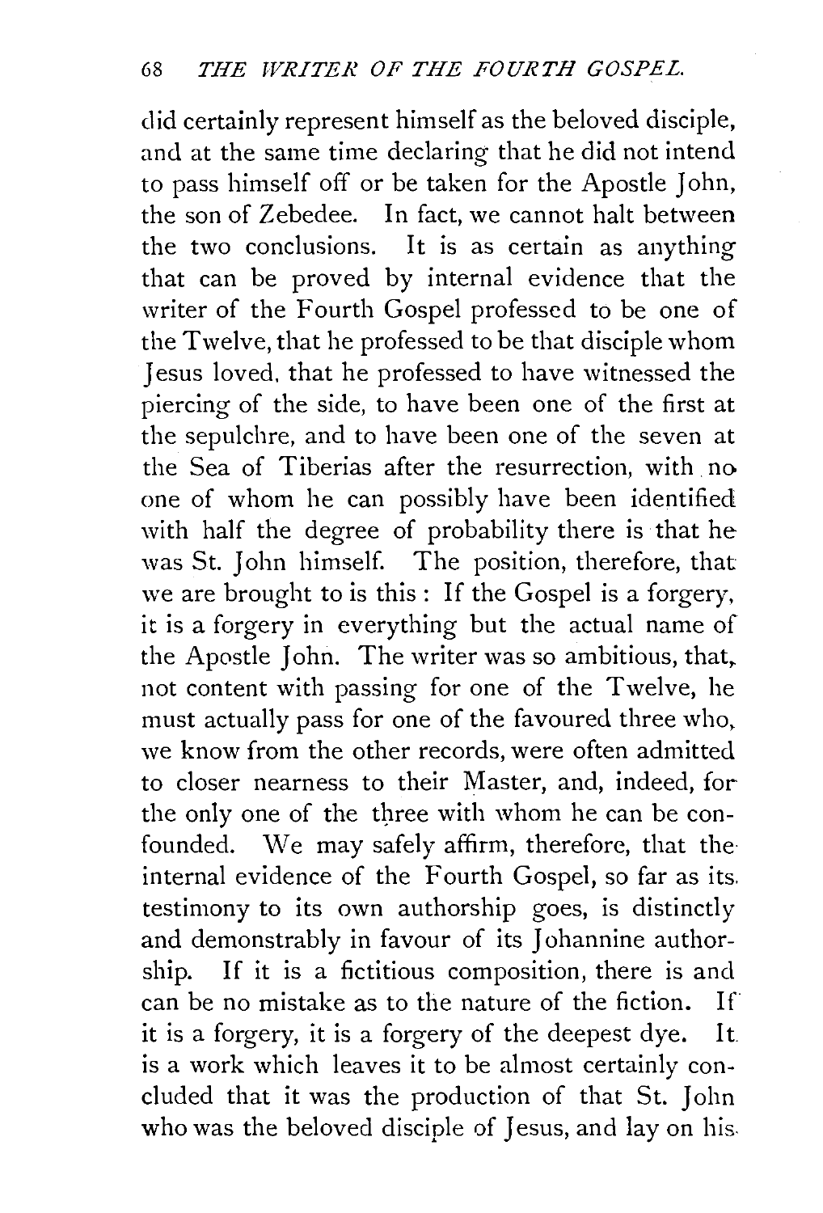did certainly represent himself as the beloved disciple, and at the same time declaring that he did not intend to pass himself off or be taken for the Apostle John, the son of Zebedee. In fact, we cannot halt between the two conclusions. It is as certain as anything that can be proved by internal evidence that the writer of the Fourth Gospel professed to be one of the Twelve, that he professed to be that disciple whom Jesus loved, that he professed to have witnessed the piercing of the side, to have been one of the first at the sepulchre, and to have been one of the seven at the Sea of Tiberias after the resurrection, with no one of whom he can possibly have been identified with half the degree of probability there is that he was St. John himself. The position, therefore, that we are brought to is this : If the Gospel is a forgery, it is a forgery in everything but the actual name of the Apostle John. The writer was so ambitious, that, not content with passing for one of the Twelve, he must actually pass for one of the favoured three who, we know from the other records, were often admitted to closer nearness to their Master, and, indeed, for the only one of the three with whom he can be confounded. We may safely affirm, therefore, that the internal evidence of the Fourth Gospel, so far as its testimony to its own authorship goes, is distinctly and demonstrably in favour of its Johannine authorship. If it is a fictitious composition, there is and can be no mistake as to the nature of the fiction. If it is a forgery, it is a forgery of the deepest dye. It is a work which leaves it to be almost certainly concluded that it was the production of that St. John who was the beloved disciple of Jesus, and lay on his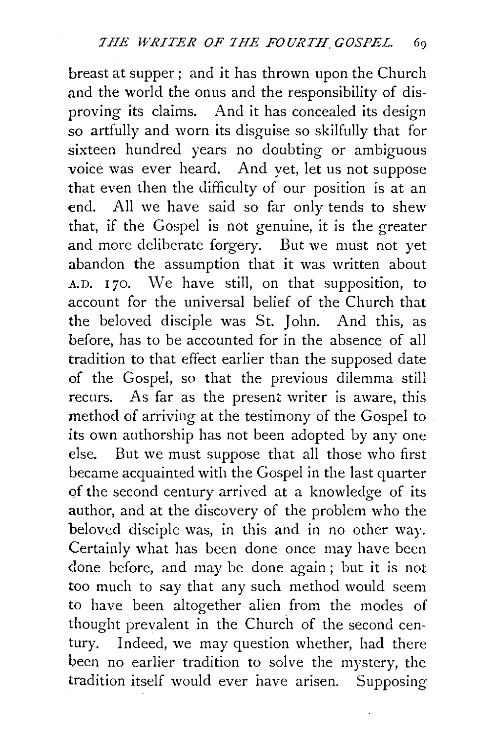breast at supper; and it has thrown upon the Church and the world the onus and the responsibility of disproving its claims. And it has concealed its design so artfully and worn its disguise so skilfully that for sixteen hundred years no doubting or ambiguous voice was ever heard. And yet, let us not suppose that even then the difficulty of our position is at an end. All we have said so far only tends to shew that, if the Gospel is not genuine, it is the greater and more deliberate forgery. But we must not yet abandon the assumption that it was written about A.D. 170. We have still, on that supposition, to account for the universal belief of the Church that the beloved disciple was St. John. And this, as before, has to be accounted for in the absence of all tradition to that effect earlier than the supposed date of the Gospel, so that the previous dilemma still recurs. As far as the present writer is aware, this method of arriving at the testimony of the Gospel to its own authorship has not been adopted by any one else. But we must suppose that all those who first became acquainted with the Gospel in the last quarter of the second century arrived at a knowledge of its author, and at the discovery of the problem who the beloved disciple was, in this and in no other way. Certainly what has been done once may have been done before, and may be done again; but it is not too much to say that any such method would seem to have been altogether alien from the modes of thought prevalent in the Church of the second century. Indeed, we may question whether, had there been no earlier tradition to solve the mystery, the tradition itself would ever have arisen. Supposing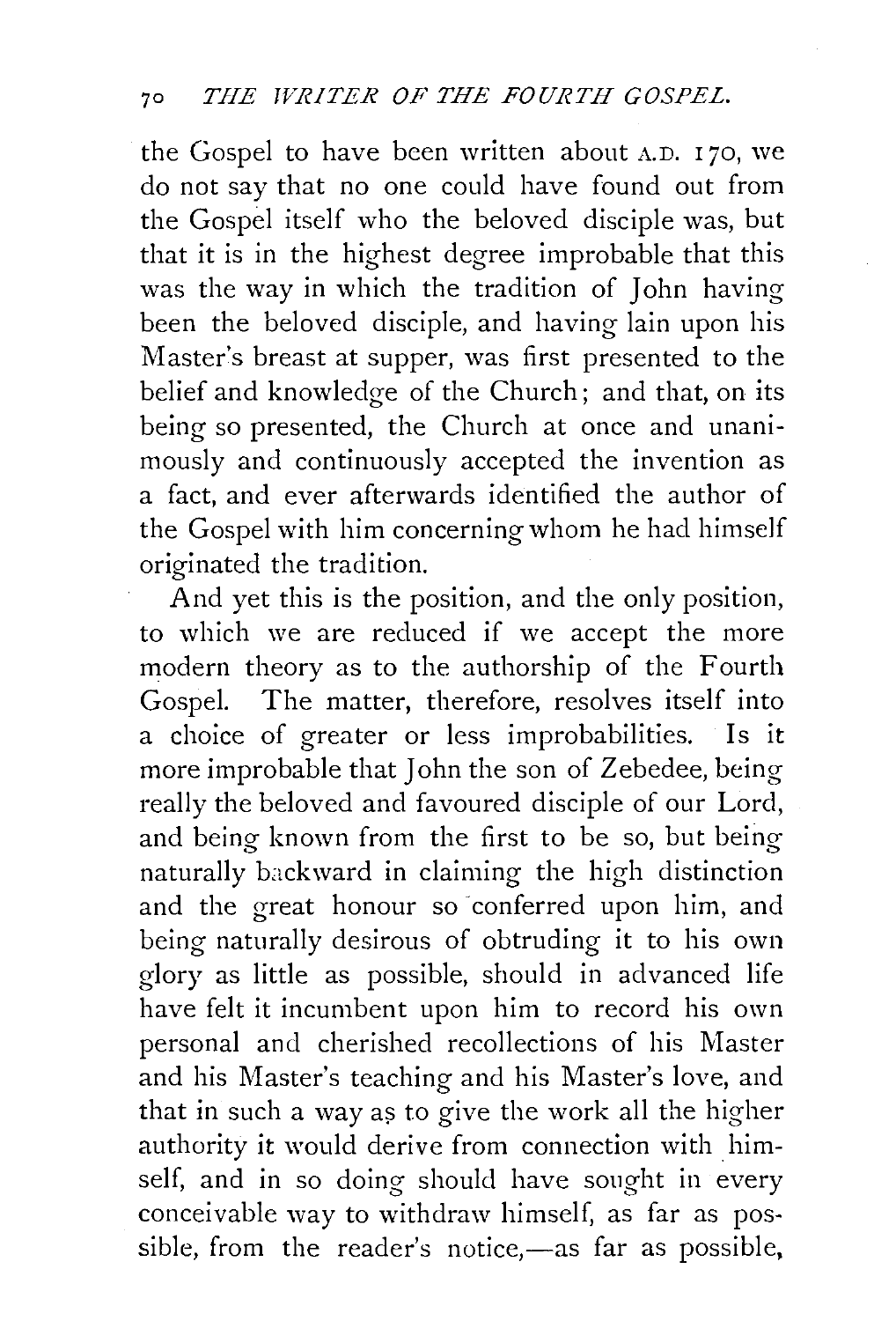the Gospel to have been written about A.D. 170, we do not say that no one could have found out from the Gospel itself who the beloved disciple was, but that it is in the highest degree improbable that this was the way in which the tradition of John having been the beloved disciple, and having lain upon his Master's breast at supper, was first presented to the belief and knowledge of the Church; and that, on its being so presented, the Church at once and unanimously and continuously accepted the invention as a fact, and ever afterwards identified the author of the Gospel with him concerning whom he had himself originated the tradition.

And yet this is the position, and the only position, to which we are reduced if we accept the more modern theory as to the authorship of the Fourth Gospel. The matter, therefore, resolves itself into a choice of greater or less improbabilities. Is it more improbable that John the son of Zebedee, being really the beloved and favoured disciple of our Lord, and being known from the first to be so, but being naturally backward in claiming the high distinction and the great honour so conferred upon him, and being naturally desirous of obtruding it to his own glory as little as possible, should in advanced life have felt it incumbent upon him to record his own personal and cherished recollections of his Master and his Master's teaching and his Master's love, and that in such a way as to give the work all the higher authority it would derive from connection with himself, and in so doing should have sought in every conceivable way to withdraw himself, as far as possible, from the reader's notice,—as far as possible,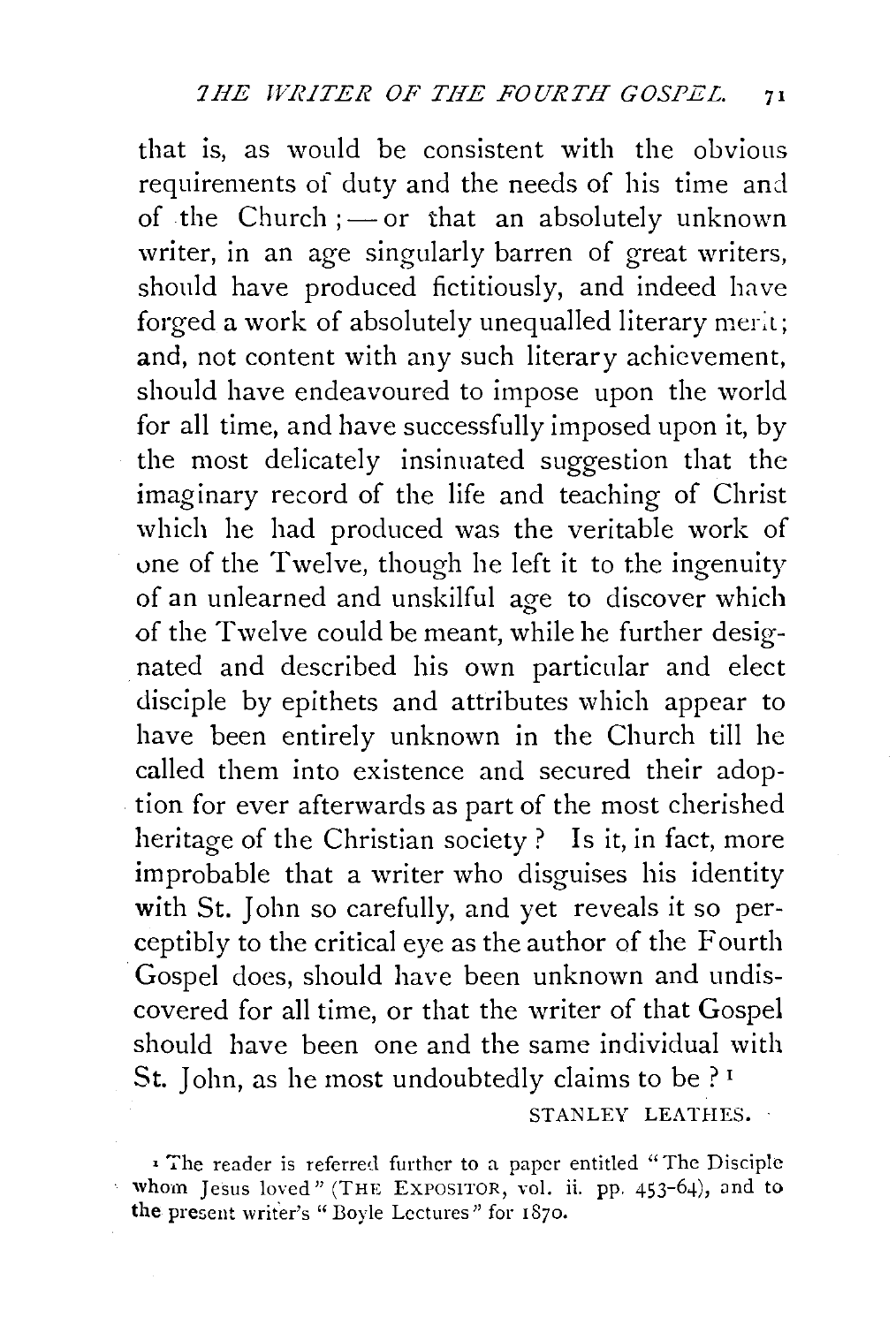that is, as would be consistent with the obvious requirements of duty and the needs of his time and of the Church; — or that an absolutely unknown writer, in an age singularly barren of great writers, should have produced fictitiously, and indeed have forged a work of absolutely unequalled literary merit; and, not content with any such literary achievement, should have endeavoured to impose upon the world for all time, and have successfully imposed upon it, by the most delicately insinuated suggestion that the imaginary record of the life and teaching of Christ which he had produced was the veritable work of one of the Twelve, though he left it to the ingenuity of an unlearned and unskilful age to discover which of the Twelve could be meant, while he further designated and described his own particular and elect disciple by epithets and attributes which appear to have been entirely unknown in the Church till he called them into existence and secured their adoption for ever afterwards as part of the most cherished heritage of the Christian society? Is it, in fact, more improbable that a writer who disguises his identity with St. John so carefully, and yet reveals it so perceptibly to the critical eye as the author of the Fourth Gospel does, should have been unknown and undiscovered for all time, or that the writer of that Gospel should have been one and the same individual with St. John, as he most undoubtedly claims to be? [1]

STANLEY LEATHES.

[1] The reader is referred further to a paper entitled "The Disciple whom Jesus loved" (THE EXPOSITOR, vol. ii. pp. 453-64), and to the present writer's "Boyle Lectures" for 1870.